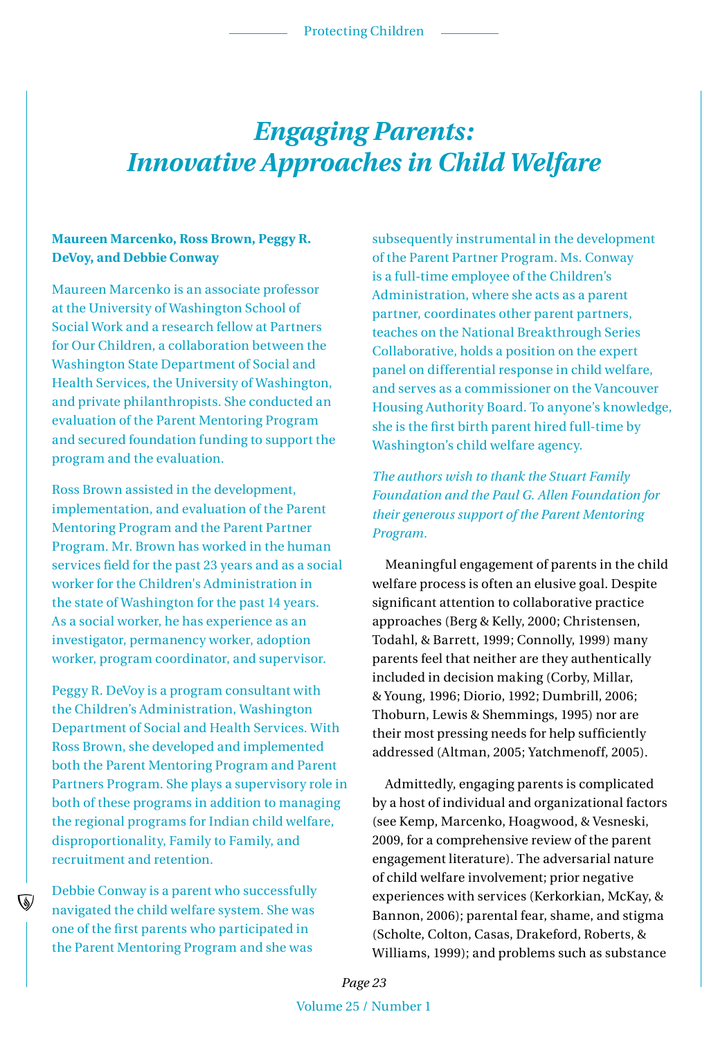# *Engaging Parents: Innovative Approaches in Child Welfare*

**Maureen Marcenko, Ross Brown, Peggy R. DeVoy, and Debbie Conway**

Maureen Marcenko is an associate professor at the University of Washington School of Social Work and a research fellow at Partners for Our Children, a collaboration between the Washington State Department of Social and Health Services, the University of Washington, and private philanthropists. She conducted an evaluation of the Parent Mentoring Program and secured foundation funding to support the program and the evaluation.

Ross Brown assisted in the development, implementation, and evaluation of the Parent Mentoring Program and the Parent Partner Program. Mr. Brown has worked in the human services field for the past 23 years and as a social worker for the Children's Administration in the state of Washington for the past 14 years. As a social worker, he has experience as an investigator, permanency worker, adoption worker, program coordinator, and supervisor.

Peggy R. DeVoy is a program consultant with the Children's Administration, Washington Department of Social and Health Services. With Ross Brown, she developed and implemented both the Parent Mentoring Program and Parent Partners Program. She plays a supervisory role in both of these programs in addition to managing the regional programs for Indian child welfare, disproportionality, Family to Family, and recruitment and retention.

Debbie Conway is a parent who successfully navigated the child welfare system. She was one of the first parents who participated in the Parent Mentoring Program and she was subsequently instrumental in the development of the Parent Partner Program. Ms. Conway is a full-time employee of the Children's Administration, where she acts as a parent partner, coordinates other parent partners, teaches on the National Breakthrough Series Collaborative, holds a position on the expert panel on differential response in child welfare, and serves as a commissioner on the Vancouver Housing Authority Board. To anyone's knowledge, she is the first birth parent hired full-time by Washington's child welfare agency.

*The authors wish to thank the Stuart Family Foundation and the Paul G. Allen Foundation for their generous support of the Parent Mentoring Program.*

Meaningful engagement of parents in the child welfare process is often an elusive goal. Despite significant attention to collaborative practice approaches (Berg & Kelly, 2000; Christensen, Todahl, & Barrett, 1999; Connolly, 1999) many parents feel that neither are they authentically included in decision making (Corby, Millar, & Young, 1996; Diorio, 1992; Dumbrill, 2006; Thoburn, Lewis & Shemmings, 1995) nor are their most pressing needs for help sufficiently addressed (Altman, 2005; Yatchmenoff, 2005).

Admittedly, engaging parents is complicated by a host of individual and organizational factors (see Kemp, Marcenko, Hoagwood, & Vesneski, 2009, for a comprehensive review of the parent engagement literature). The adversarial nature of child welfare involvement; prior negative experiences with services (Kerkorkian, McKay, & Bannon, 2006); parental fear, shame, and stigma (Scholte, Colton, Casas, Drakeford, Roberts, & Williams, 1999); and problems such as substance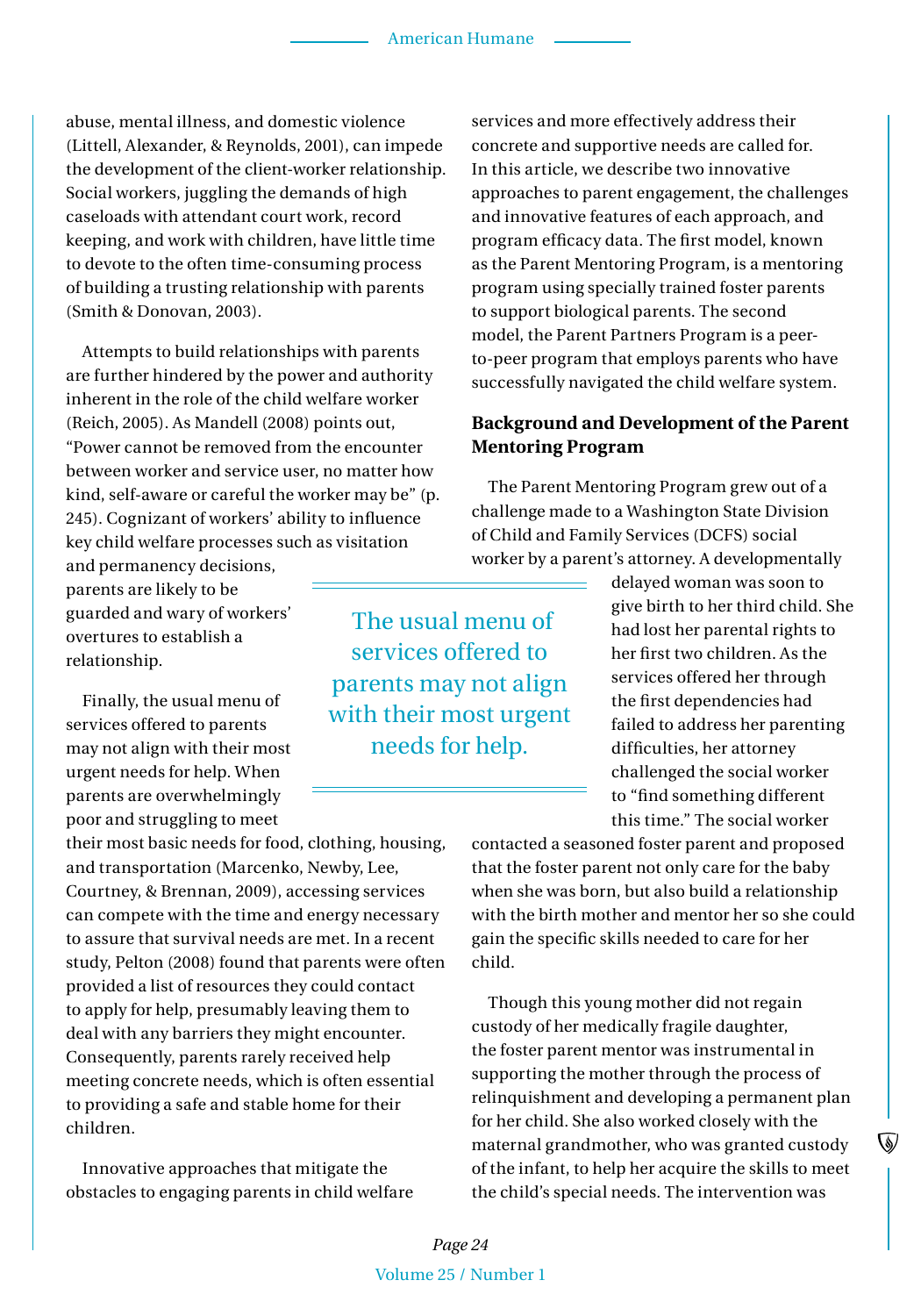abuse, mental illness, and domestic violence (Littell, Alexander, & Reynolds, 2001), can impede the development of the client-worker relationship. Social workers, juggling the demands of high caseloads with attendant court work, record keeping, and work with children, have little time to devote to the often time-consuming process of building a trusting relationship with parents (Smith & Donovan, 2003).

Attempts to build relationships with parents are further hindered by the power and authority inherent in the role of the child welfare worker (Reich, 2005). As Mandell (2008) points out, "Power cannot be removed from the encounter between worker and service user, no matter how kind, self-aware or careful the worker may be" (p. 245). Cognizant of workers' ability to influence key child welfare processes such as visitation and permanency decisions, parents are likely to be guarded and wary of workers' overtures to establish a relationship.

Finally, the usual menu of services offered to parents may not align with their most urgent needs for help. When parents are overwhelmingly poor and struggling to meet their most basic needs for food, clothing, housing, and transportation (Marcenko, Newby, Lee, Courtney, & Brennan, 2009), accessing services can compete with the time and energy necessary to assure that survival needs are met. In a recent study, Pelton (2008) found that parents were often provided a list of resources they could contact to apply for help, presumably leaving them to deal with any barriers they might encounter. Consequently, parents rarely received help meeting concrete needs, which is often essential to providing a safe and stable home for their children.

Innovative approaches that mitigate the obstacles to engaging parents in child welfare services and more effectively address their concrete and supportive needs are called for. In this article, we describe two innovative approaches to parent engagement, the challenges and innovative features of each approach, and program efficacy data. The first model, known as the Parent Mentoring Program, is a mentoring program using specially trained foster parents to support biological parents. The second model, the Parent Partners Program is a peer-to-peer program that employs parents who have successfully navigated the child welfare system.

> The usual menu of services offered to parents may not align with their most urgent needs for help.

## Background and Development of the Parent Mentoring Program

The Parent Mentoring Program grew out of a challenge made to a Washington State Division of Child and Family Services (DCFS) social worker by a parent's attorney. A developmentally delayed woman was soon to give birth to her third child. She had lost her parental rights to her first two children. As the services offered her through the first dependencies had failed to address her parenting difficulties, her attorney challenged the social worker to "find something different this time." The social worker contacted a seasoned foster parent and proposed that the foster parent not only care for the baby when she was born, but also build a relationship with the birth mother and mentor her so she could gain the specific skills needed to care for her child.

Though this young mother did not regain custody of her medically fragile daughter, the foster parent mentor was instrumental in supporting the mother through the process of relinquishment and developing a permanent plan for her child. She also worked closely with the maternal grandmother, who was granted custody of the infant, to help her acquire the skills to meet the child's special needs. The intervention was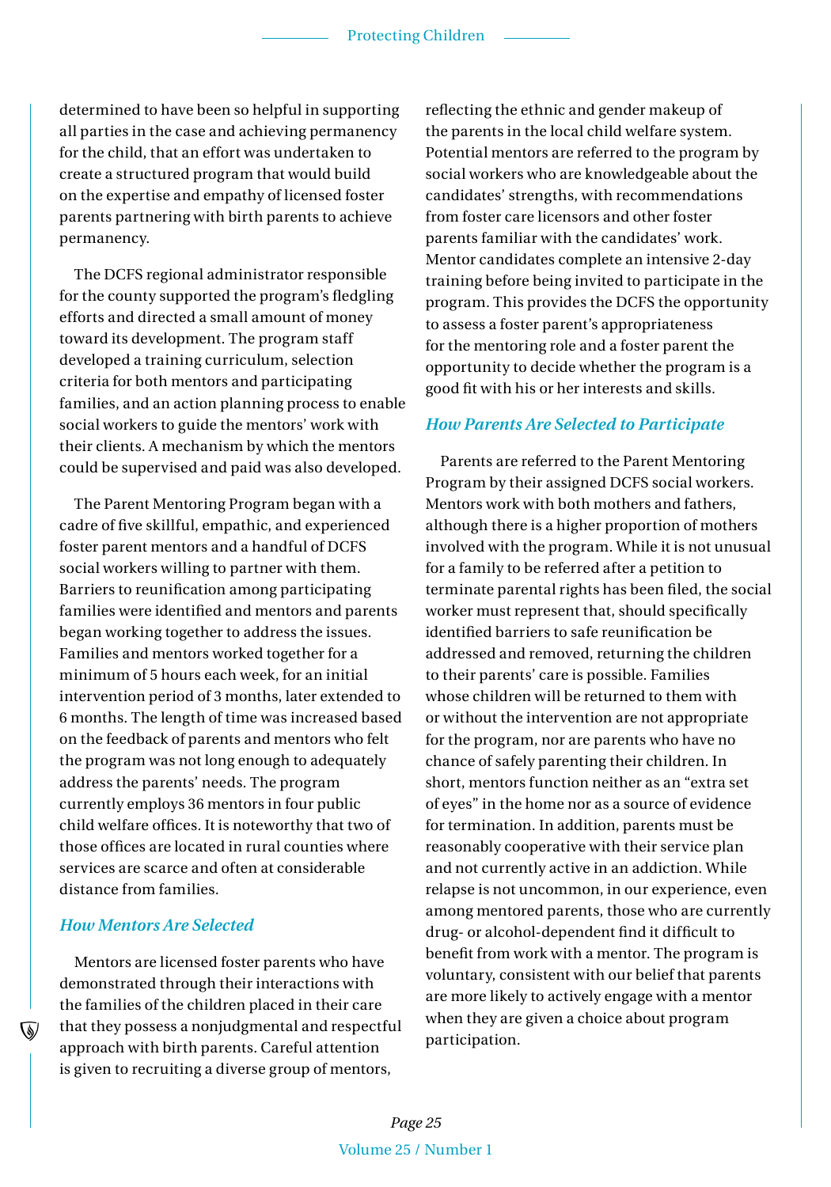determined to have been so helpful in supporting all parties in the case and achieving permanency for the child, that an effort was undertaken to create a structured program that would build on the expertise and empathy of licensed foster parents partnering with birth parents to achieve permanency.

The DCFS regional administrator responsible for the county supported the program's fledgling efforts and directed a small amount of money toward its development. The program staff developed a training curriculum, selection criteria for both mentors and participating families, and an action planning process to enable social workers to guide the mentors' work with their clients. A mechanism by which the mentors could be supervised and paid was also developed.

The Parent Mentoring Program began with a cadre of five skillful, empathic, and experienced foster parent mentors and a handful of DCFS social workers willing to partner with them. Barriers to reunification among participating families were identified and mentors and parents began working together to address the issues. Families and mentors worked together for a minimum of 5 hours each week, for an initial intervention period of 3 months, later extended to 6 months. The length of time was increased based on the feedback of parents and mentors who felt the program was not long enough to adequately address the parents' needs. The program currently employs 36 mentors in four public child welfare offices. It is noteworthy that two of those offices are located in rural counties where services are scarce and often at considerable distance from families.

### *How Mentors Are Selected*

Mentors are licensed foster parents who have demonstrated through their interactions with the families of the children placed in their care that they possess a nonjudgmental and respectful approach with birth parents. Careful attention is given to recruiting a diverse group of mentors, reflecting the ethnic and gender makeup of the parents in the local child welfare system. Potential mentors are referred to the program by social workers who are knowledgeable about the candidates' strengths, with recommendations from foster care licensors and other foster parents familiar with the candidates' work. Mentor candidates complete an intensive 2-day training before being invited to participate in the program. This provides the DCFS the opportunity to assess a foster parent's appropriateness for the mentoring role and a foster parent the opportunity to decide whether the program is a good fit with his or her interests and skills.

### *How Parents Are Selected to Participate*

Parents are referred to the Parent Mentoring Program by their assigned DCFS social workers. Mentors work with both mothers and fathers, although there is a higher proportion of mothers involved with the program. While it is not unusual for a family to be referred after a petition to terminate parental rights has been filed, the social worker must represent that, should specifically identified barriers to safe reunification be addressed and removed, returning the children to their parents' care is possible. Families whose children will be returned to them with or without the intervention are not appropriate for the program, nor are parents who have no chance of safely parenting their children. In short, mentors function neither as an "extra set of eyes" in the home nor as a source of evidence for termination. In addition, parents must be reasonably cooperative with their service plan and not currently active in an addiction. While relapse is not uncommon, in our experience, even among mentored parents, those who are currently drug- or alcohol-dependent find it difficult to benefit from work with a mentor. The program is voluntary, consistent with our belief that parents are more likely to actively engage with a mentor when they are given a choice about program participation.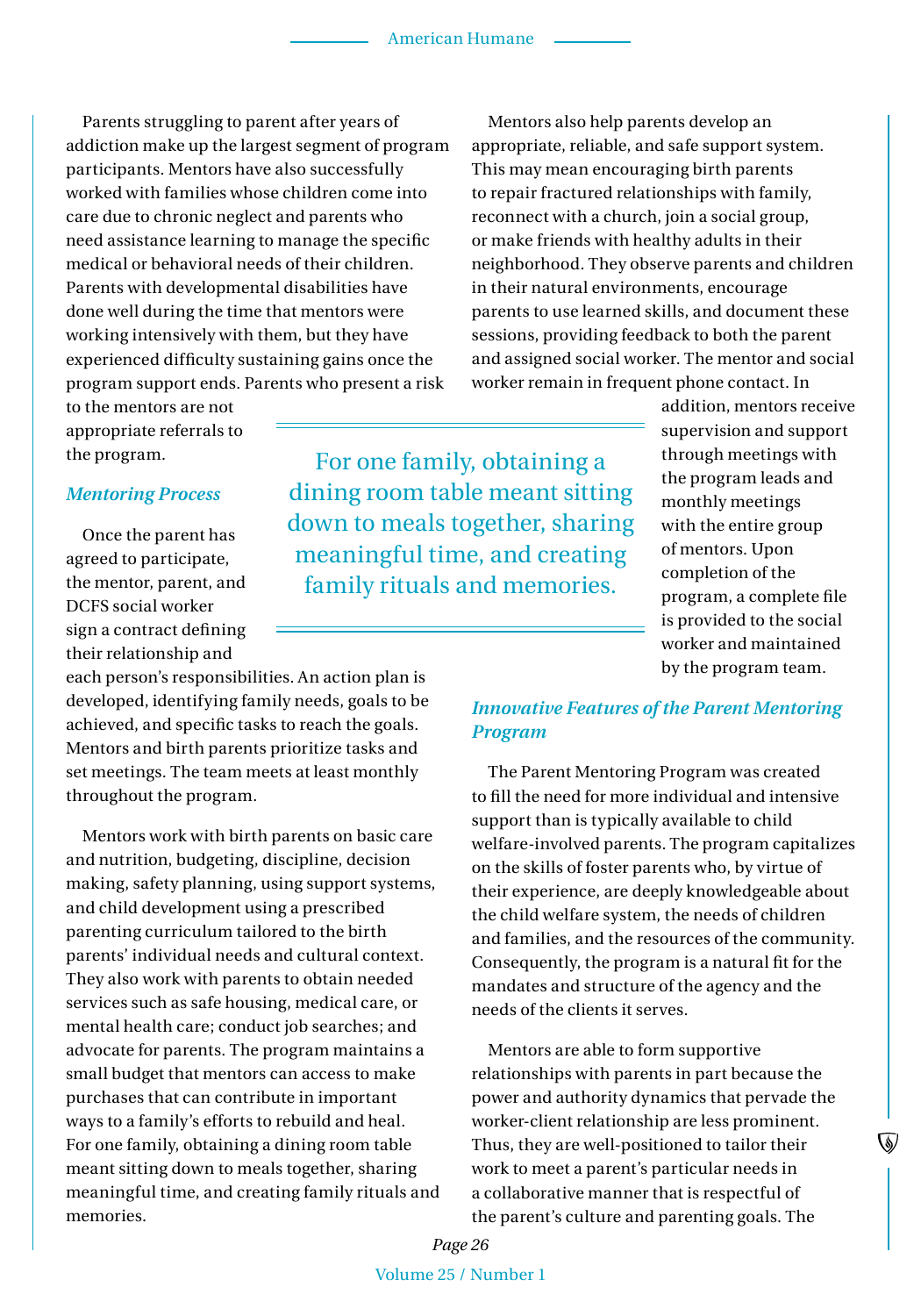Parents struggling to parent after years of addiction make up the largest segment of program participants. Mentors have also successfully worked with families whose children come into care due to chronic neglect and parents who need assistance learning to manage the specific medical or behavioral needs of their children. Parents with developmental disabilities have done well during the time that mentors were working intensively with them, but they have experienced difficulty sustaining gains once the program support ends. Parents who present a risk to the mentors are not appropriate referrals to the program.

### *Mentoring Process*

Once the parent has agreed to participate, the mentor, parent, and DCFS social worker sign a contract defining their relationship and each person's responsibilities. An action plan is developed, identifying family needs, goals to be achieved, and specific tasks to reach the goals. Mentors and birth parents prioritize tasks and set meetings. The team meets at least monthly throughout the program.

Mentors work with birth parents on basic care and nutrition, budgeting, discipline, decision making, safety planning, using support systems, and child development using a prescribed parenting curriculum tailored to the birth parents' individual needs and cultural context. They also work with parents to obtain needed services such as safe housing, medical care, or mental health care; conduct job searches; and advocate for parents. The program maintains a small budget that mentors can access to make purchases that can contribute in important ways to a family's efforts to rebuild and heal. For one family, obtaining a dining room table meant sitting down to meals together, sharing meaningful time, and creating family rituals and memories.

> For one family, obtaining a dining room table meant sitting down to meals together, sharing meaningful time, and creating family rituals and memories.

Mentors also help parents develop an appropriate, reliable, and safe support system. This may mean encouraging birth parents to repair fractured relationships with family, reconnect with a church, join a social group, or make friends with healthy adults in their neighborhood. They observe parents and children in their natural environments, encourage parents to use learned skills, and document these sessions, providing feedback to both the parent and assigned social worker. The mentor and social worker remain in frequent phone contact. In addition, mentors receive supervision and support through meetings with the program leads and monthly meetings with the entire group of mentors. Upon completion of the program, a complete file is provided to the social worker and maintained by the program team.

### *Innovative Features of the Parent Mentoring Program*

The Parent Mentoring Program was created to fill the need for more individual and intensive support than is typically available to child welfare-involved parents. The program capitalizes on the skills of foster parents who, by virtue of their experience, are deeply knowledgeable about the child welfare system, the needs of children and families, and the resources of the community. Consequently, the program is a natural fit for the mandates and structure of the agency and the needs of the clients it serves.

Mentors are able to form supportive relationships with parents in part because the power and authority dynamics that pervade the worker-client relationship are less prominent. Thus, they are well-positioned to tailor their work to meet a parent's particular needs in a collaborative manner that is respectful of the parent's culture and parenting goals. The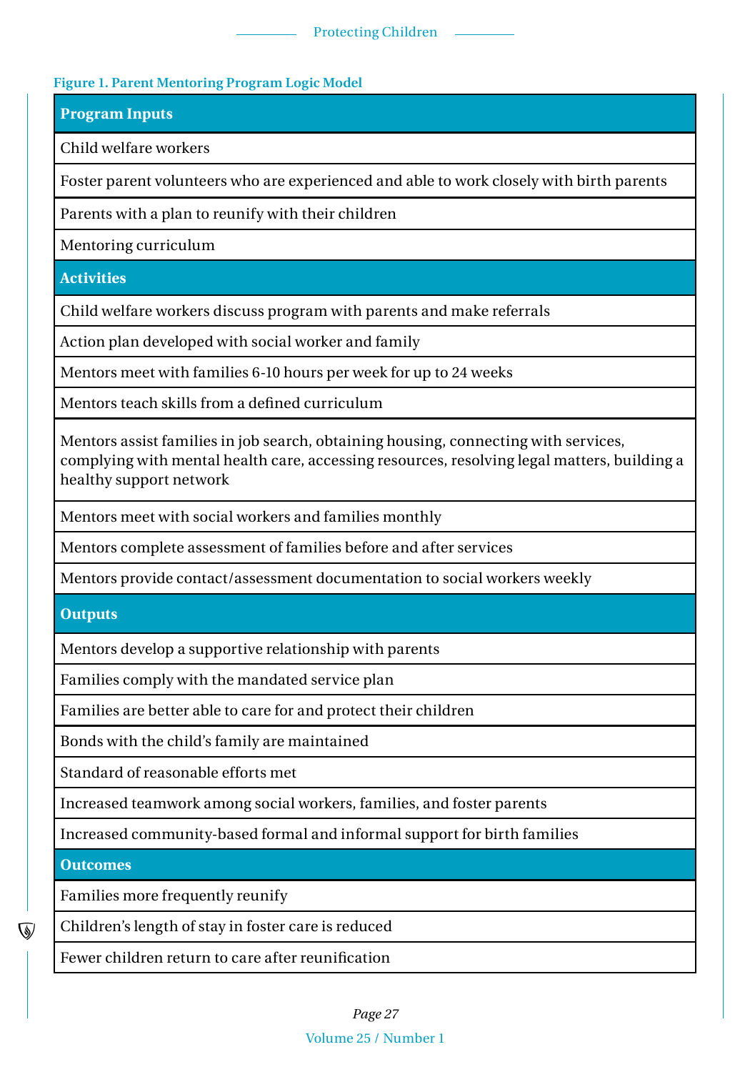**Figure 1. Parent Mentoring Program Logic Model**

| **Program Inputs** |
|---|
| Child welfare workers |
| Foster parent volunteers who are experienced and able to work closely with birth parents |
| Parents with a plan to reunify with their children |
| Mentoring curriculum |
| **Activities** |
| Child welfare workers discuss program with parents and make referrals |
| Action plan developed with social worker and family |
| Mentors meet with families 6-10 hours per week for up to 24 weeks |
| Mentors teach skills from a defined curriculum |
| Mentors assist families in job search, obtaining housing, connecting with services, complying with mental health care, accessing resources, resolving legal matters, building a healthy support network |
| Mentors meet with social workers and families monthly |
| Mentors complete assessment of families before and after services |
| Mentors provide contact/assessment documentation to social workers weekly |
| **Outputs** |
| Mentors develop a supportive relationship with parents |
| Families comply with the mandated service plan |
| Families are better able to care for and protect their children |
| Bonds with the child's family are maintained |
| Standard of reasonable efforts met |
| Increased teamwork among social workers, families, and foster parents |
| Increased community-based formal and informal support for birth families |
| **Outcomes** |
| Families more frequently reunify |
| Children's length of stay in foster care is reduced |
| Fewer children return to care after reunification |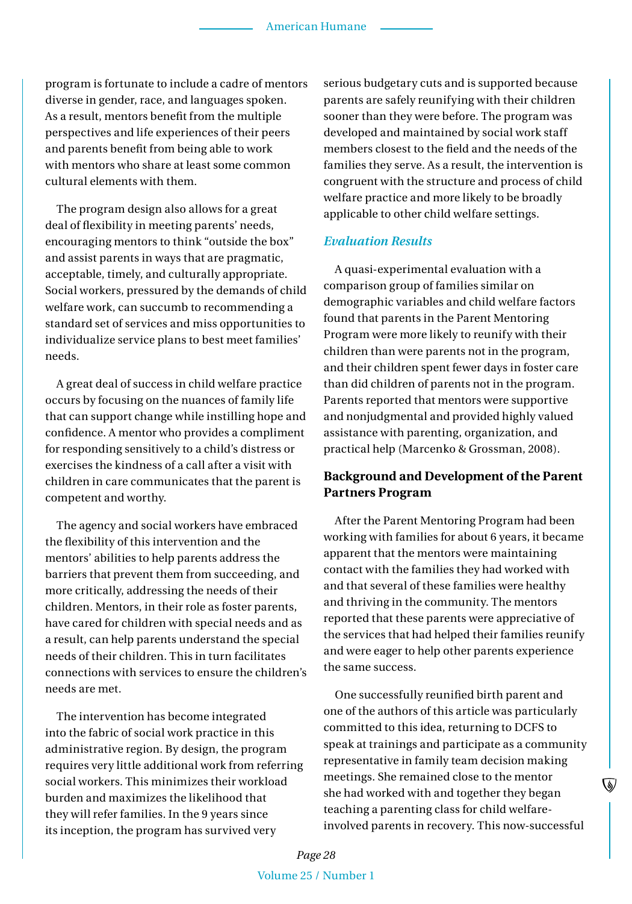program is fortunate to include a cadre of mentors diverse in gender, race, and languages spoken. As a result, mentors benefit from the multiple perspectives and life experiences of their peers and parents benefit from being able to work with mentors who share at least some common cultural elements with them.

The program design also allows for a great deal of flexibility in meeting parents' needs, encouraging mentors to think "outside the box" and assist parents in ways that are pragmatic, acceptable, timely, and culturally appropriate. Social workers, pressured by the demands of child welfare work, can succumb to recommending a standard set of services and miss opportunities to individualize service plans to best meet families' needs.

A great deal of success in child welfare practice occurs by focusing on the nuances of family life that can support change while instilling hope and confidence. A mentor who provides a compliment for responding sensitively to a child's distress or exercises the kindness of a call after a visit with children in care communicates that the parent is competent and worthy.

The agency and social workers have embraced the flexibility of this intervention and the mentors' abilities to help parents address the barriers that prevent them from succeeding, and more critically, addressing the needs of their children. Mentors, in their role as foster parents, have cared for children with special needs and as a result, can help parents understand the special needs of their children. This in turn facilitates connections with services to ensure the children's needs are met.

The intervention has become integrated into the fabric of social work practice in this administrative region. By design, the program requires very little additional work from referring social workers. This minimizes their workload burden and maximizes the likelihood that they will refer families. In the 9 years since its inception, the program has survived very serious budgetary cuts and is supported because parents are safely reunifying with their children sooner than they were before. The program was developed and maintained by social work staff members closest to the field and the needs of the families they serve. As a result, the intervention is congruent with the structure and process of child welfare practice and more likely to be broadly applicable to other child welfare settings.

### *Evaluation Results*

A quasi-experimental evaluation with a comparison group of families similar on demographic variables and child welfare factors found that parents in the Parent Mentoring Program were more likely to reunify with their children than were parents not in the program, and their children spent fewer days in foster care than did children of parents not in the program. Parents reported that mentors were supportive and nonjudgmental and provided highly valued assistance with parenting, organization, and practical help (Marcenko & Grossman, 2008).

## Background and Development of the Parent Partners Program

After the Parent Mentoring Program had been working with families for about 6 years, it became apparent that the mentors were maintaining contact with the families they had worked with and that several of these families were healthy and thriving in the community. The mentors reported that these parents were appreciative of the services that had helped their families reunify and were eager to help other parents experience the same success.

One successfully reunified birth parent and one of the authors of this article was particularly committed to this idea, returning to DCFS to speak at trainings and participate as a community representative in family team decision making meetings. She remained close to the mentor she had worked with and together they began teaching a parenting class for child welfare-involved parents in recovery. This now-successful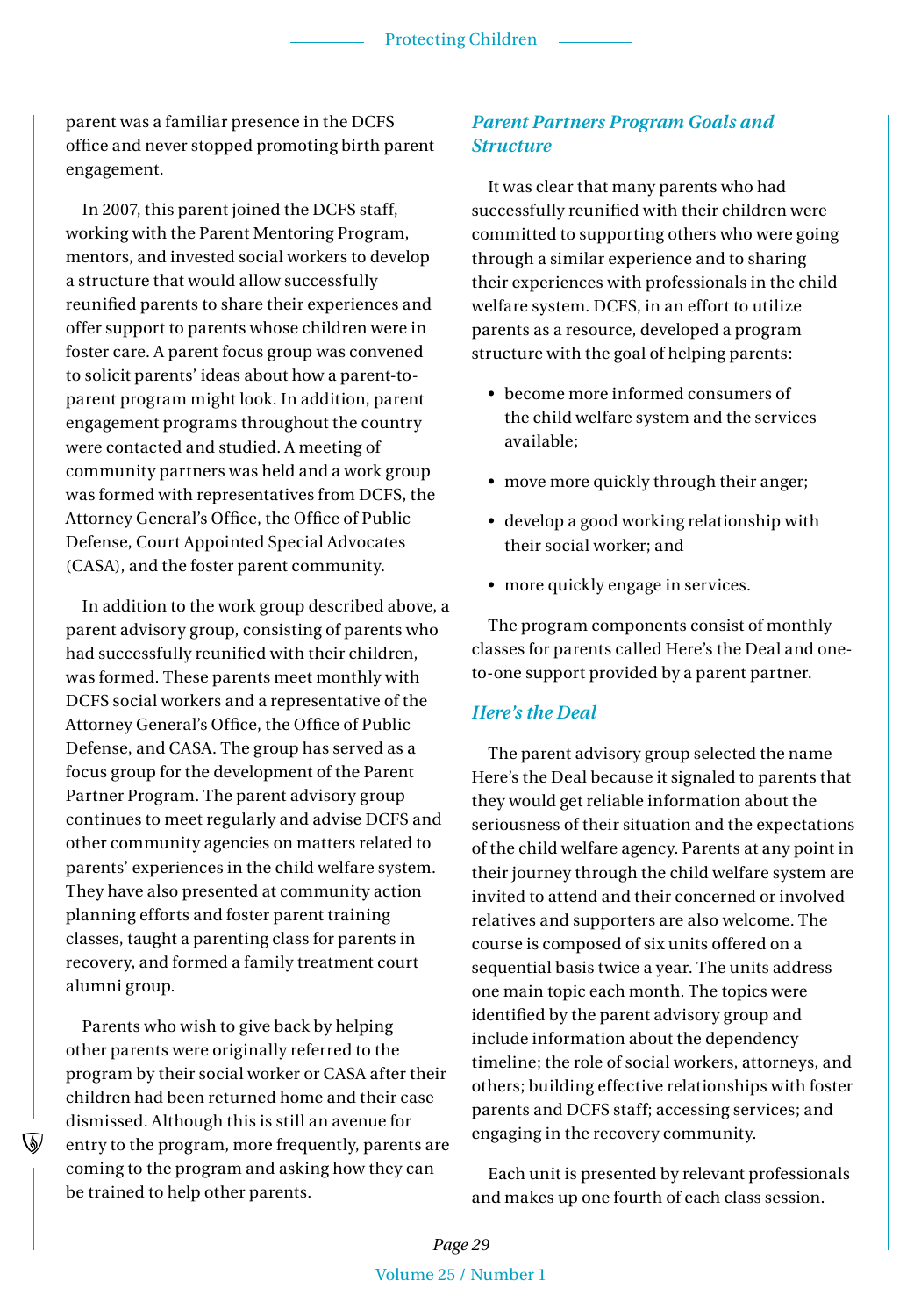parent was a familiar presence in the DCFS office and never stopped promoting birth parent engagement.

In 2007, this parent joined the DCFS staff, working with the Parent Mentoring Program, mentors, and invested social workers to develop a structure that would allow successfully reunified parents to share their experiences and offer support to parents whose children were in foster care. A parent focus group was convened to solicit parents' ideas about how a parent-to-parent program might look. In addition, parent engagement programs throughout the country were contacted and studied. A meeting of community partners was held and a work group was formed with representatives from DCFS, the Attorney General's Office, the Office of Public Defense, Court Appointed Special Advocates (CASA), and the foster parent community.

In addition to the work group described above, a parent advisory group, consisting of parents who had successfully reunified with their children, was formed. These parents meet monthly with DCFS social workers and a representative of the Attorney General's Office, the Office of Public Defense, and CASA. The group has served as a focus group for the development of the Parent Partner Program. The parent advisory group continues to meet regularly and advise DCFS and other community agencies on matters related to parents' experiences in the child welfare system. They have also presented at community action planning efforts and foster parent training classes, taught a parenting class for parents in recovery, and formed a family treatment court alumni group.

Parents who wish to give back by helping other parents were originally referred to the program by their social worker or CASA after their children had been returned home and their case dismissed. Although this is still an avenue for entry to the program, more frequently, parents are coming to the program and asking how they can be trained to help other parents.

## *Parent Partners Program Goals and Structure*

It was clear that many parents who had successfully reunified with their children were committed to supporting others who were going through a similar experience and to sharing their experiences with professionals in the child welfare system. DCFS, in an effort to utilize parents as a resource, developed a program structure with the goal of helping parents:

- become more informed consumers of the child welfare system and the services available;
- move more quickly through their anger;
- develop a good working relationship with their social worker; and
- more quickly engage in services.

The program components consist of monthly classes for parents called Here's the Deal and one-to-one support provided by a parent partner.

## *Here's the Deal*

The parent advisory group selected the name Here's the Deal because it signaled to parents that they would get reliable information about the seriousness of their situation and the expectations of the child welfare agency. Parents at any point in their journey through the child welfare system are invited to attend and their concerned or involved relatives and supporters are also welcome. The course is composed of six units offered on a sequential basis twice a year. The units address one main topic each month. The topics were identified by the parent advisory group and include information about the dependency timeline; the role of social workers, attorneys, and others; building effective relationships with foster parents and DCFS staff; accessing services; and engaging in the recovery community.

Each unit is presented by relevant professionals and makes up one fourth of each class session.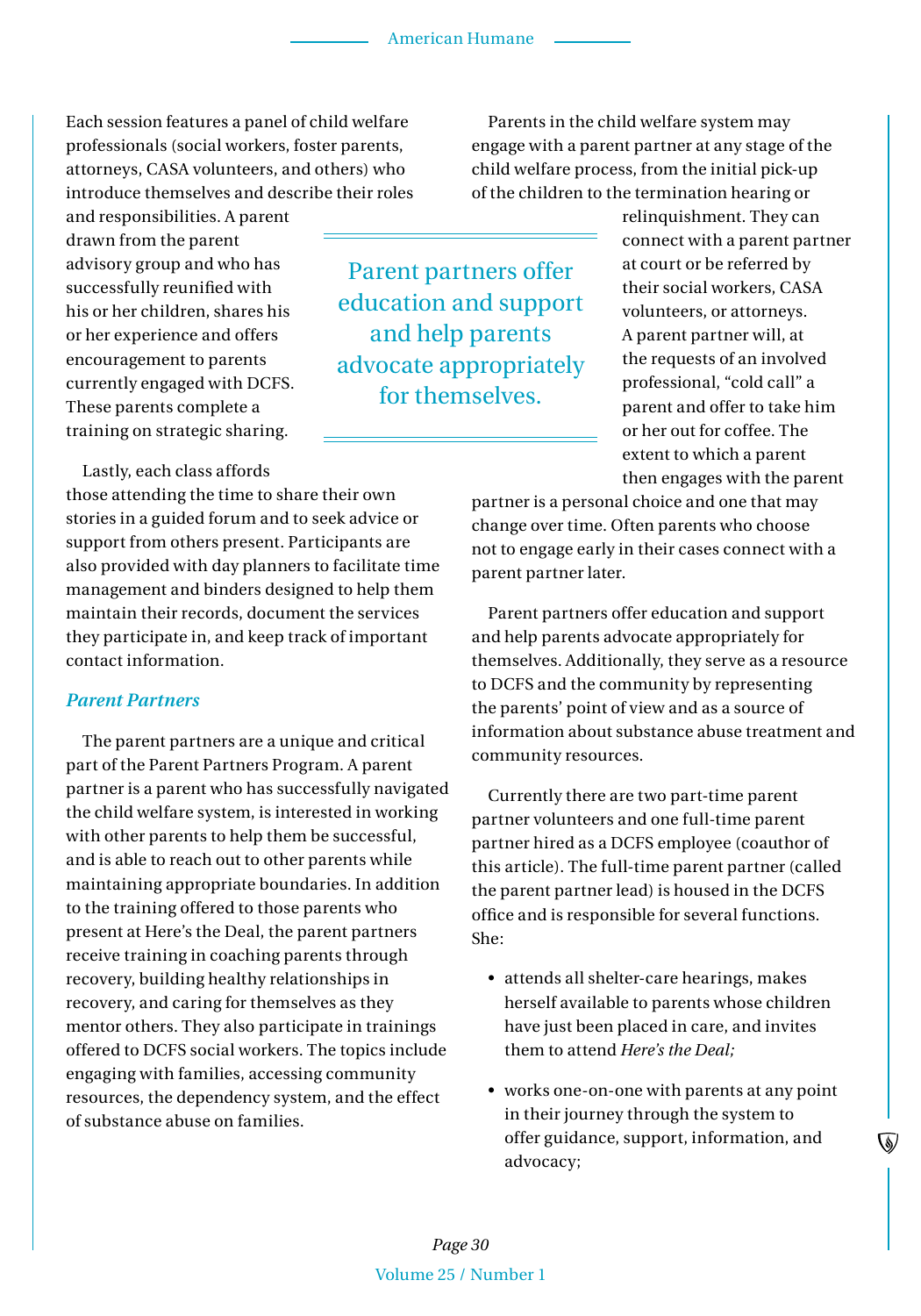Each session features a panel of child welfare professionals (social workers, foster parents, attorneys, CASA volunteers, and others) who introduce themselves and describe their roles and responsibilities. A parent drawn from the parent advisory group and who has successfully reunified with his or her children, shares his or her experience and offers encouragement to parents currently engaged with DCFS. These parents complete a training on strategic sharing.

Lastly, each class affords those attending the time to share their own stories in a guided forum and to seek advice or support from others present. Participants are also provided with day planners to facilitate time management and binders designed to help them maintain their records, document the services they participate in, and keep track of important contact information.

### *Parent Partners*

The parent partners are a unique and critical part of the Parent Partners Program. A parent partner is a parent who has successfully navigated the child welfare system, is interested in working with other parents to help them be successful, and is able to reach out to other parents while maintaining appropriate boundaries. In addition to the training offered to those parents who present at Here's the Deal, the parent partners receive training in coaching parents through recovery, building healthy relationships in recovery, and caring for themselves as they mentor others. They also participate in trainings offered to DCFS social workers. The topics include engaging with families, accessing community resources, the dependency system, and the effect of substance abuse on families.

Parents in the child welfare system may engage with a parent partner at any stage of the child welfare process, from the initial pick-up of the children to the termination hearing or relinquishment. They can connect with a parent partner at court or be referred by their social workers, CASA volunteers, or attorneys. A parent partner will, at the requests of an involved professional, "cold call" a parent and offer to take him or her out for coffee. The extent to which a parent then engages with the parent partner is a personal choice and one that may change over time. Often parents who choose not to engage early in their cases connect with a parent partner later.

> Parent partners offer education and support and help parents advocate appropriately for themselves.

Parent partners offer education and support and help parents advocate appropriately for themselves. Additionally, they serve as a resource to DCFS and the community by representing the parents' point of view and as a source of information about substance abuse treatment and community resources.

Currently there are two part-time parent partner volunteers and one full-time parent partner hired as a DCFS employee (coauthor of this article). The full-time parent partner (called the parent partner lead) is housed in the DCFS office and is responsible for several functions. She:

- attends all shelter-care hearings, makes herself available to parents whose children have just been placed in care, and invites them to attend *Here's the Deal;*
- works one-on-one with parents at any point in their journey through the system to offer guidance, support, information, and advocacy;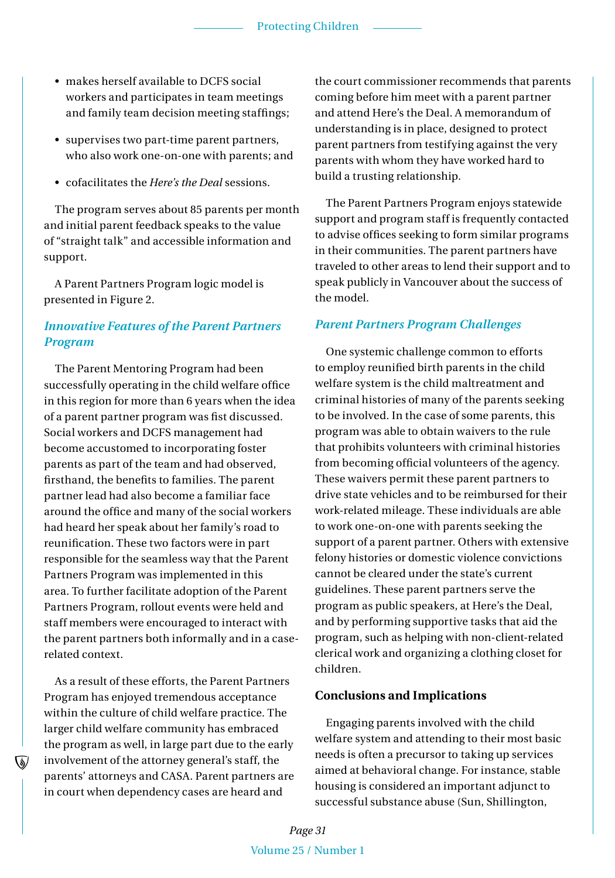- makes herself available to DCFS social workers and participates in team meetings and family team decision meeting staffings;
- supervises two part-time parent partners, who also work one-on-one with parents; and
- cofacilitates the *Here's the Deal* sessions.

The program serves about 85 parents per month and initial parent feedback speaks to the value of "straight talk" and accessible information and support.

A Parent Partners Program logic model is presented in Figure 2.

### *Innovative Features of the Parent Partners Program*

The Parent Mentoring Program had been successfully operating in the child welfare office in this region for more than 6 years when the idea of a parent partner program was fist discussed. Social workers and DCFS management had become accustomed to incorporating foster parents as part of the team and had observed, firsthand, the benefits to families. The parent partner lead had also become a familiar face around the office and many of the social workers had heard her speak about her family's road to reunification. These two factors were in part responsible for the seamless way that the Parent Partners Program was implemented in this area. To further facilitate adoption of the Parent Partners Program, rollout events were held and staff members were encouraged to interact with the parent partners both informally and in a case-related context.

As a result of these efforts, the Parent Partners Program has enjoyed tremendous acceptance within the culture of child welfare practice. The larger child welfare community has embraced the program as well, in large part due to the early involvement of the attorney general's staff, the parents' attorneys and CASA. Parent partners are in court when dependency cases are heard and the court commissioner recommends that parents coming before him meet with a parent partner and attend Here's the Deal. A memorandum of understanding is in place, designed to protect parent partners from testifying against the very parents with whom they have worked hard to build a trusting relationship.

The Parent Partners Program enjoys statewide support and program staff is frequently contacted to advise offices seeking to form similar programs in their communities. The parent partners have traveled to other areas to lend their support and to speak publicly in Vancouver about the success of the model.

### *Parent Partners Program Challenges*

One systemic challenge common to efforts to employ reunified birth parents in the child welfare system is the child maltreatment and criminal histories of many of the parents seeking to be involved. In the case of some parents, this program was able to obtain waivers to the rule that prohibits volunteers with criminal histories from becoming official volunteers of the agency. These waivers permit these parent partners to drive state vehicles and to be reimbursed for their work-related mileage. These individuals are able to work one-on-one with parents seeking the support of a parent partner. Others with extensive felony histories or domestic violence convictions cannot be cleared under the state's current guidelines. These parent partners serve the program as public speakers, at Here's the Deal, and by performing supportive tasks that aid the program, such as helping with non-client-related clerical work and organizing a clothing closet for children.

## Conclusions and Implications

Engaging parents involved with the child welfare system and attending to their most basic needs is often a precursor to taking up services aimed at behavioral change. For instance, stable housing is considered an important adjunct to successful substance abuse (Sun, Shillington,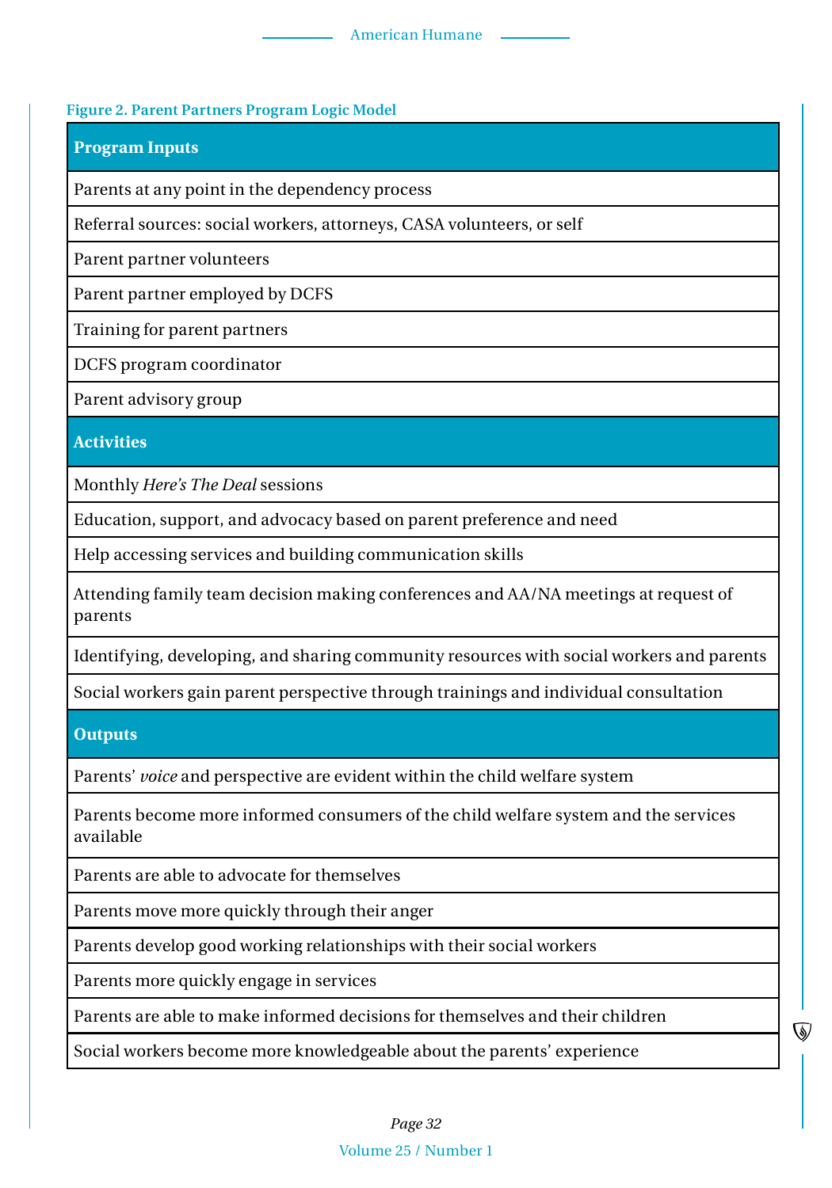**Figure 2. Parent Partners Program Logic Model**

| **Program Inputs** |
|---|
| Parents at any point in the dependency process |
| Referral sources: social workers, attorneys, CASA volunteers, or self |
| Parent partner volunteers |
| Parent partner employed by DCFS |
| Training for parent partners |
| DCFS program coordinator |
| Parent advisory group |
| **Activities** |
| Monthly *Here's The Deal* sessions |
| Education, support, and advocacy based on parent preference and need |
| Help accessing services and building communication skills |
| Attending family team decision making conferences and AA/NA meetings at request of parents |
| Identifying, developing, and sharing community resources with social workers and parents |
| Social workers gain parent perspective through trainings and individual consultation |
| **Outputs** |
| Parents' *voice* and perspective are evident within the child welfare system |
| Parents become more informed consumers of the child welfare system and the services available |
| Parents are able to advocate for themselves |
| Parents move more quickly through their anger |
| Parents develop good working relationships with their social workers |
| Parents more quickly engage in services |
| Parents are able to make informed decisions for themselves and their children |
| Social workers become more knowledgeable about the parents' experience |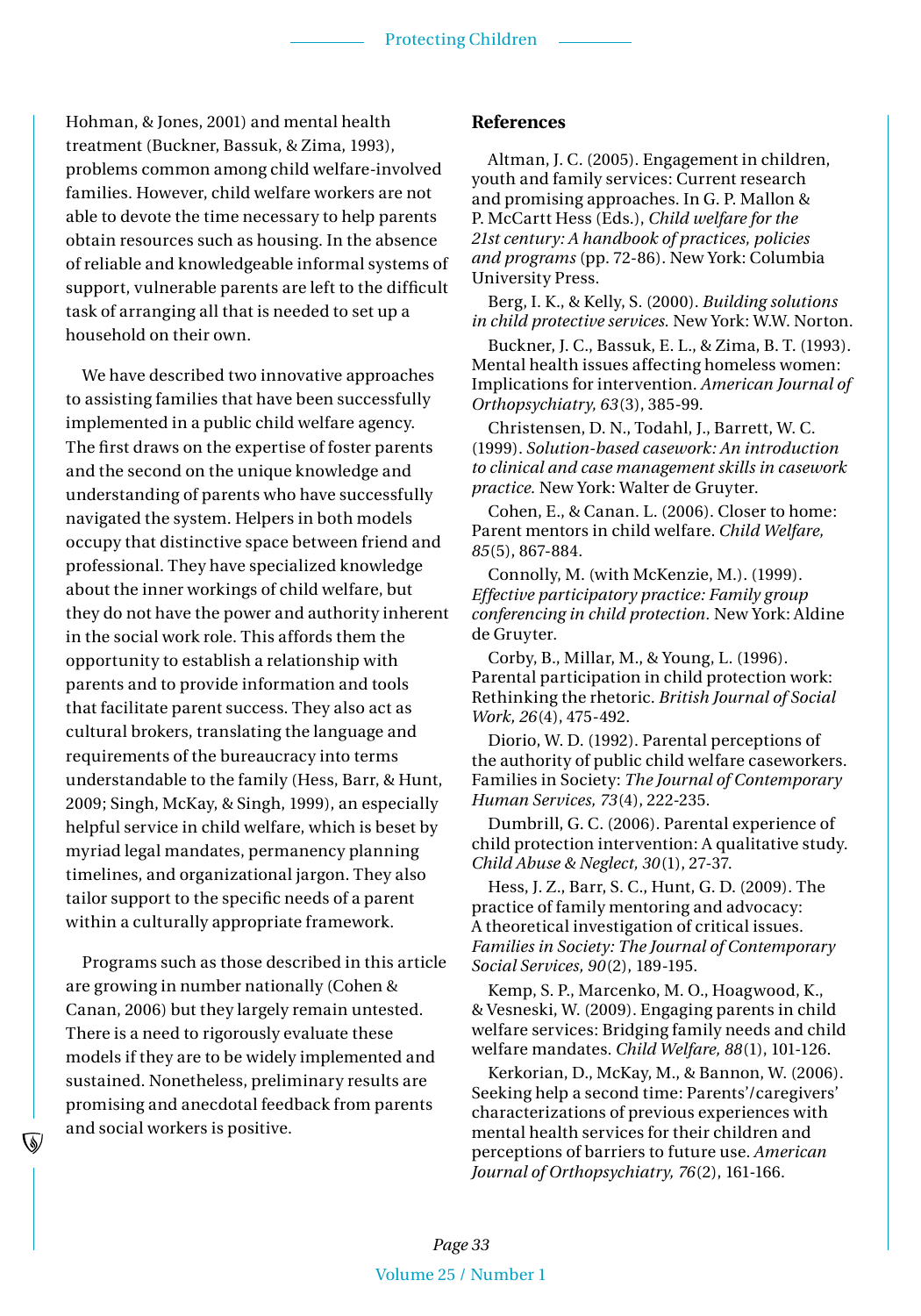Hohman, & Jones, 2001) and mental health treatment (Buckner, Bassuk, & Zima, 1993), problems common among child welfare-involved families. However, child welfare workers are not able to devote the time necessary to help parents obtain resources such as housing. In the absence of reliable and knowledgeable informal systems of support, vulnerable parents are left to the difficult task of arranging all that is needed to set up a household on their own.

We have described two innovative approaches to assisting families that have been successfully implemented in a public child welfare agency. The first draws on the expertise of foster parents and the second on the unique knowledge and understanding of parents who have successfully navigated the system. Helpers in both models occupy that distinctive space between friend and professional. They have specialized knowledge about the inner workings of child welfare, but they do not have the power and authority inherent in the social work role. This affords them the opportunity to establish a relationship with parents and to provide information and tools that facilitate parent success. They also act as cultural brokers, translating the language and requirements of the bureaucracy into terms understandable to the family (Hess, Barr, & Hunt, 2009; Singh, McKay, & Singh, 1999), an especially helpful service in child welfare, which is beset by myriad legal mandates, permanency planning timelines, and organizational jargon. They also tailor support to the specific needs of a parent within a culturally appropriate framework.

Programs such as those described in this article are growing in number nationally (Cohen & Canan, 2006) but they largely remain untested. There is a need to rigorously evaluate these models if they are to be widely implemented and sustained. Nonetheless, preliminary results are promising and anecdotal feedback from parents and social workers is positive.

## References

Altman, J. C. (2005). Engagement in children, youth and family services: Current research and promising approaches. In G. P. Mallon & P. McCartt Hess (Eds.), *Child welfare for the 21st century: A handbook of practices, policies and programs* (pp. 72-86). New York: Columbia University Press.

Berg, I. K., & Kelly, S. (2000). *Building solutions in child protective services.* New York: W.W. Norton.

Buckner, J. C., Bassuk, E. L., & Zima, B. T. (1993). Mental health issues affecting homeless women: Implications for intervention. *American Journal of Orthopsychiatry, 63*(3), 385-99.

Christensen, D. N., Todahl, J., Barrett, W. C. (1999). *Solution-based casework: An introduction to clinical and case management skills in casework practice.* New York: Walter de Gruyter.

Cohen, E., & Canan. L. (2006). Closer to home: Parent mentors in child welfare. *Child Welfare, 85*(5), 867-884.

Connolly, M. (with McKenzie, M.). (1999). *Effective participatory practice: Family group conferencing in child protection.* New York: Aldine de Gruyter.

Corby, B., Millar, M., & Young, L. (1996). Parental participation in child protection work: Rethinking the rhetoric. *British Journal of Social Work, 26*(4), 475-492.

Diorio, W. D. (1992). Parental perceptions of the authority of public child welfare caseworkers. Families in Society: *The Journal of Contemporary Human Services, 73*(4), 222-235.

Dumbrill, G. C. (2006). Parental experience of child protection intervention: A qualitative study. *Child Abuse & Neglect, 30*(1), 27-37.

Hess, J. Z., Barr, S. C., Hunt, G. D. (2009). The practice of family mentoring and advocacy: A theoretical investigation of critical issues. *Families in Society: The Journal of Contemporary Social Services, 90*(2), 189-195.

Kemp, S. P., Marcenko, M. O., Hoagwood, K., & Vesneski, W. (2009). Engaging parents in child welfare services: Bridging family needs and child welfare mandates. *Child Welfare, 88*(1), 101-126.

Kerkorian, D., McKay, M., & Bannon, W. (2006). Seeking help a second time: Parents'/caregivers' characterizations of previous experiences with mental health services for their children and perceptions of barriers to future use. *American Journal of Orthopsychiatry, 76*(2), 161-166.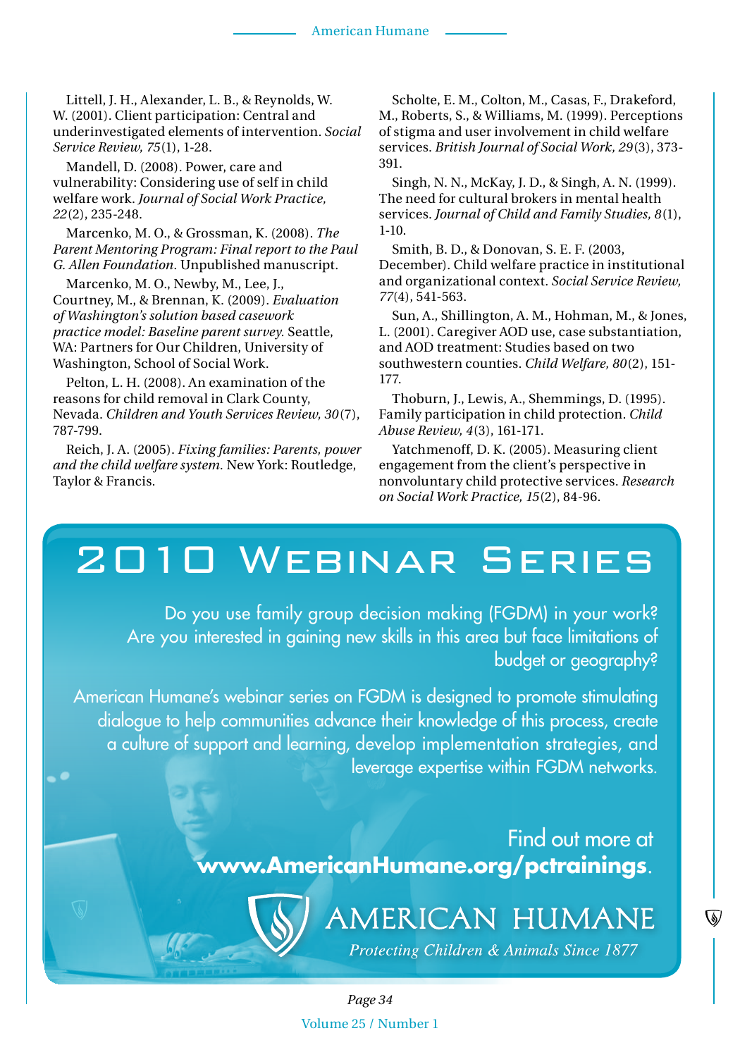Littell, J. H., Alexander, L. B., & Reynolds, W. W. (2001). Client participation: Central and underinvestigated elements of intervention. *Social Service Review, 75*(1), 1-28.

Mandell, D. (2008). Power, care and vulnerability: Considering use of self in child welfare work. *Journal of Social Work Practice, 22*(2), 235-248.

Marcenko, M. O., & Grossman, K. (2008). *The Parent Mentoring Program: Final report to the Paul G. Allen Foundation.* Unpublished manuscript.

Marcenko, M. O., Newby, M., Lee, J., Courtney, M., & Brennan, K. (2009). *Evaluation of Washington's solution based casework practice model: Baseline parent survey.* Seattle, WA: Partners for Our Children, University of Washington, School of Social Work.

Pelton, L. H. (2008). An examination of the reasons for child removal in Clark County, Nevada. *Children and Youth Services Review, 30*(7), 787-799.

Reich, J. A. (2005). *Fixing families: Parents, power and the child welfare system.* New York: Routledge, Taylor & Francis.

Scholte, E. M., Colton, M., Casas, F., Drakeford, M., Roberts, S., & Williams, M. (1999). Perceptions of stigma and user involvement in child welfare services. *British Journal of Social Work, 29*(3), 373-391.

Singh, N. N., McKay, J. D., & Singh, A. N. (1999). The need for cultural brokers in mental health services. *Journal of Child and Family Studies, 8*(1), 1-10.

Smith, B. D., & Donovan, S. E. F. (2003, December). Child welfare practice in institutional and organizational context. *Social Service Review, 77*(4), 541-563.

Sun, A., Shillington, A. M., Hohman, M., & Jones, L. (2001). Caregiver AOD use, case substantiation, and AOD treatment: Studies based on two southwestern counties. *Child Welfare, 80*(2), 151-177.

Thoburn, J., Lewis, A., Shemmings, D. (1995). Family participation in child protection. *Child Abuse Review, 4*(3), 161-171.

Yatchmenoff, D. K. (2005). Measuring client engagement from the client's perspective in nonvoluntary child protective services. *Research on Social Work Practice, 15*(2), 84-96.

## 2010 Webinar Series

Do you use family group decision making (FGDM) in your work? Are you interested in gaining new skills in this area but face limitations of budget or geography?

American Humane's webinar series on FGDM is designed to promote stimulating dialogue to help communities advance their knowledge of this process, create a culture of support and learning, develop implementation strategies, and leverage expertise within FGDM networks.

Find out more at **www.AmericanHumane.org/pctrainings**.

AMERICAN HUMANE

*Protecting Children & Animals Since 1877*